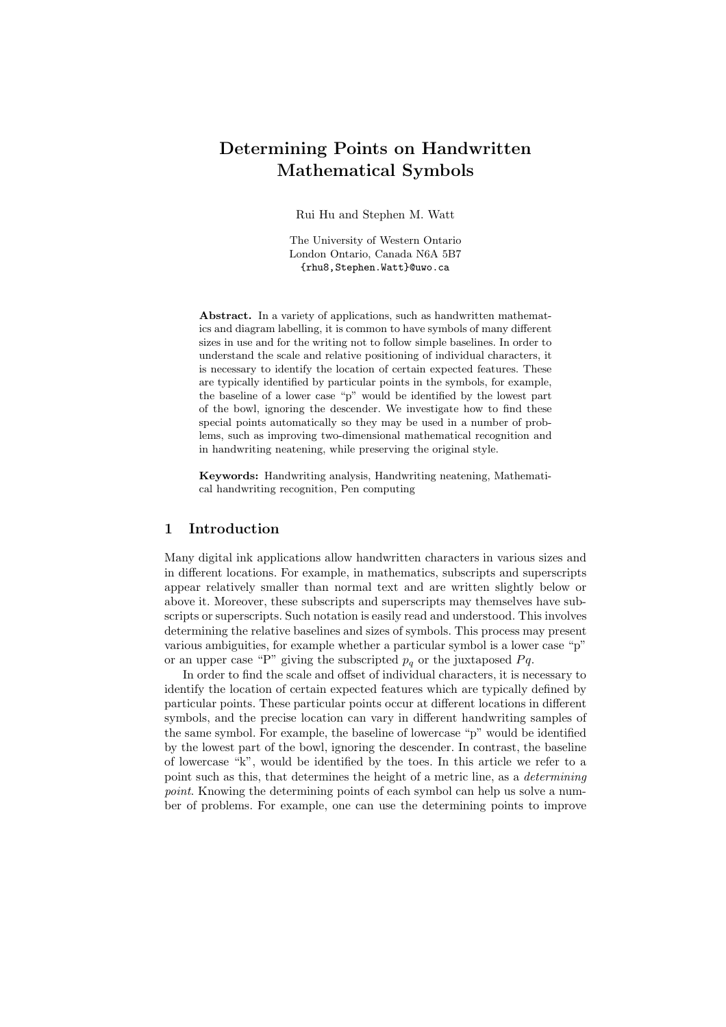# Determining Points on Handwritten Mathematical Symbols

Rui Hu and Stephen M. Watt

The University of Western Ontario
London Ontario, Canada N6A 5B7
{rhu8,Stephen.Watt}@uwo.ca

**Abstract.** In a variety of applications, such as handwritten mathematics and diagram labelling, it is common to have symbols of many different sizes in use and for the writing not to follow simple baselines. In order to understand the scale and relative positioning of individual characters, it is necessary to identify the location of certain expected features. These are typically identified by particular points in the symbols, for example, the baseline of a lower case "p" would be identified by the lowest part of the bowl, ignoring the descender. We investigate how to find these special points automatically so they may be used in a number of problems, such as improving two-dimensional mathematical recognition and in handwriting neatening, while preserving the original style.

**Keywords:** Handwriting analysis, Handwriting neatening, Mathematical handwriting recognition, Pen computing

## 1 Introduction

Many digital ink applications allow handwritten characters in various sizes and in different locations. For example, in mathematics, subscripts and superscripts appear relatively smaller than normal text and are written slightly below or above it. Moreover, these subscripts and superscripts may themselves have subscripts or superscripts. Such notation is easily read and understood. This involves determining the relative baselines and sizes of symbols. This process may present various ambiguities, for example whether a particular symbol is a lower case "p" or an upper case "P" giving the subscripted $p_q$ or the juxtaposed $Pq$.

In order to find the scale and offset of individual characters, it is necessary to identify the location of certain expected features which are typically defined by particular points. These particular points occur at different locations in different symbols, and the precise location can vary in different handwriting samples of the same symbol. For example, the baseline of lowercase "p" would be identified by the lowest part of the bowl, ignoring the descender. In contrast, the baseline of lowercase "k", would be identified by the toes. In this article we refer to a point such as this, that determines the height of a metric line, as a *determining point*. Knowing the determining points of each symbol can help us solve a number of problems. For example, one can use the determining points to improve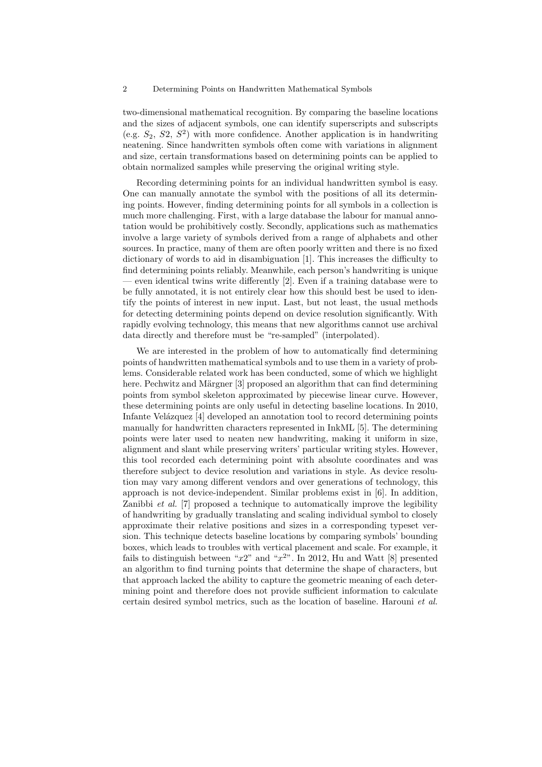two-dimensional mathematical recognition. By comparing the baseline locations and the sizes of adjacent symbols, one can identify superscripts and subscripts (e.g. $S_2$, $S2$, $S^2$) with more confidence. Another application is in handwriting neatening. Since handwritten symbols often come with variations in alignment and size, certain transformations based on determining points can be applied to obtain normalized samples while preserving the original writing style.

Recording determining points for an individual handwritten symbol is easy. One can manually annotate the symbol with the positions of all its determining points. However, finding determining points for all symbols in a collection is much more challenging. First, with a large database the labour for manual annotation would be prohibitively costly. Secondly, applications such as mathematics involve a large variety of symbols derived from a range of alphabets and other sources. In practice, many of them are often poorly written and there is no fixed dictionary of words to aid in disambiguation [1]. This increases the difficulty to find determining points reliably. Meanwhile, each person's handwriting is unique — even identical twins write differently [2]. Even if a training database were to be fully annotated, it is not entirely clear how this should best be used to identify the points of interest in new input. Last, but not least, the usual methods for detecting determining points depend on device resolution significantly. With rapidly evolving technology, this means that new algorithms cannot use archival data directly and therefore must be "re-sampled" (interpolated).

We are interested in the problem of how to automatically find determining points of handwritten mathematical symbols and to use them in a variety of problems. Considerable related work has been conducted, some of which we highlight here. Pechwitz and Märgner [3] proposed an algorithm that can find determining points from symbol skeleton approximated by piecewise linear curve. However, these determining points are only useful in detecting baseline locations. In 2010, Infante Velázquez [4] developed an annotation tool to record determining points manually for handwritten characters represented in InkML [5]. The determining points were later used to neaten new handwriting, making it uniform in size, alignment and slant while preserving writers' particular writing styles. However, this tool recorded each determining point with absolute coordinates and was therefore subject to device resolution and variations in style. As device resolution may vary among different vendors and over generations of technology, this approach is not device-independent. Similar problems exist in [6]. In addition, Zanibbi *et al.* [7] proposed a technique to automatically improve the legibility of handwriting by gradually translating and scaling individual symbol to closely approximate their relative positions and sizes in a corresponding typeset version. This technique detects baseline locations by comparing symbols' bounding boxes, which leads to troubles with vertical placement and scale. For example, it fails to distinguish between "$x2$" and "$x^2$". In 2012, Hu and Watt [8] presented an algorithm to find turning points that determine the shape of characters, but that approach lacked the ability to capture the geometric meaning of each determining point and therefore does not provide sufficient information to calculate certain desired symbol metrics, such as the location of baseline. Harouni *et al.*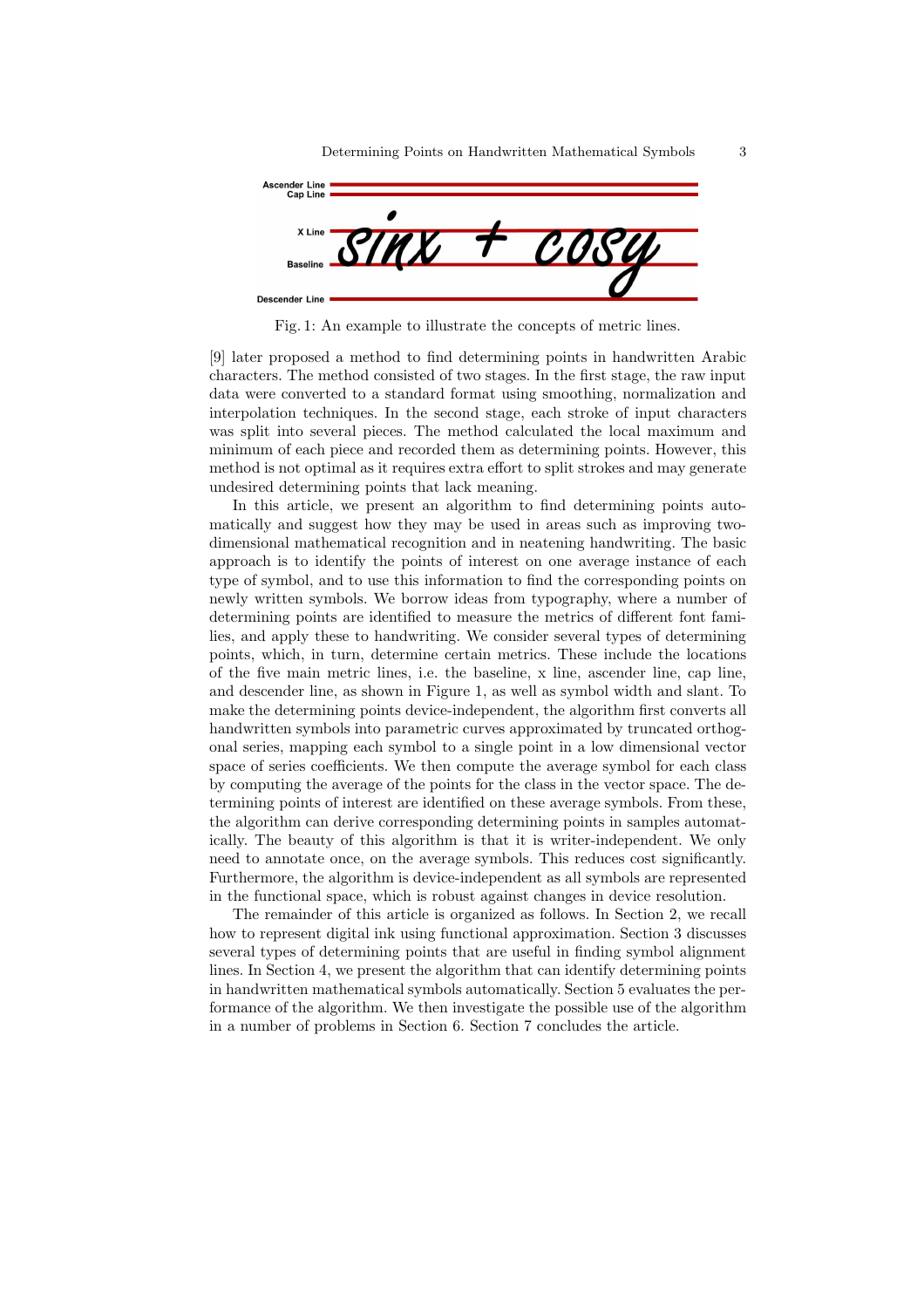Ascender Line
Cap Line
X Line
Baseline
Descender Line

Fig. 1: An example to illustrate the concepts of metric lines.

[9] later proposed a method to find determining points in handwritten Arabic characters. The method consisted of two stages. In the first stage, the raw input data were converted to a standard format using smoothing, normalization and interpolation techniques. In the second stage, each stroke of input characters was split into several pieces. The method calculated the local maximum and minimum of each piece and recorded them as determining points. However, this method is not optimal as it requires extra effort to split strokes and may generate undesired determining points that lack meaning.

In this article, we present an algorithm to find determining points automatically and suggest how they may be used in areas such as improving two-dimensional mathematical recognition and in neatening handwriting. The basic approach is to identify the points of interest on one average instance of each type of symbol, and to use this information to find the corresponding points on newly written symbols. We borrow ideas from typography, where a number of determining points are identified to measure the metrics of different font families, and apply these to handwriting. We consider several types of determining points, which, in turn, determine certain metrics. These include the locations of the five main metric lines, i.e. the baseline, x line, ascender line, cap line, and descender line, as shown in Figure 1, as well as symbol width and slant. To make the determining points device-independent, the algorithm first converts all handwritten symbols into parametric curves approximated by truncated orthogonal series, mapping each symbol to a single point in a low dimensional vector space of series coefficients. We then compute the average symbol for each class by computing the average of the points for the class in the vector space. The determining points of interest are identified on these average symbols. From these, the algorithm can derive corresponding determining points in samples automatically. The beauty of this algorithm is that it is writer-independent. We only need to annotate once, on the average symbols. This reduces cost significantly. Furthermore, the algorithm is device-independent as all symbols are represented in the functional space, which is robust against changes in device resolution.

The remainder of this article is organized as follows. In Section 2, we recall how to represent digital ink using functional approximation. Section 3 discusses several types of determining points that are useful in finding symbol alignment lines. In Section 4, we present the algorithm that can identify determining points in handwritten mathematical symbols automatically. Section 5 evaluates the performance of the algorithm. We then investigate the possible use of the algorithm in a number of problems in Section 6. Section 7 concludes the article.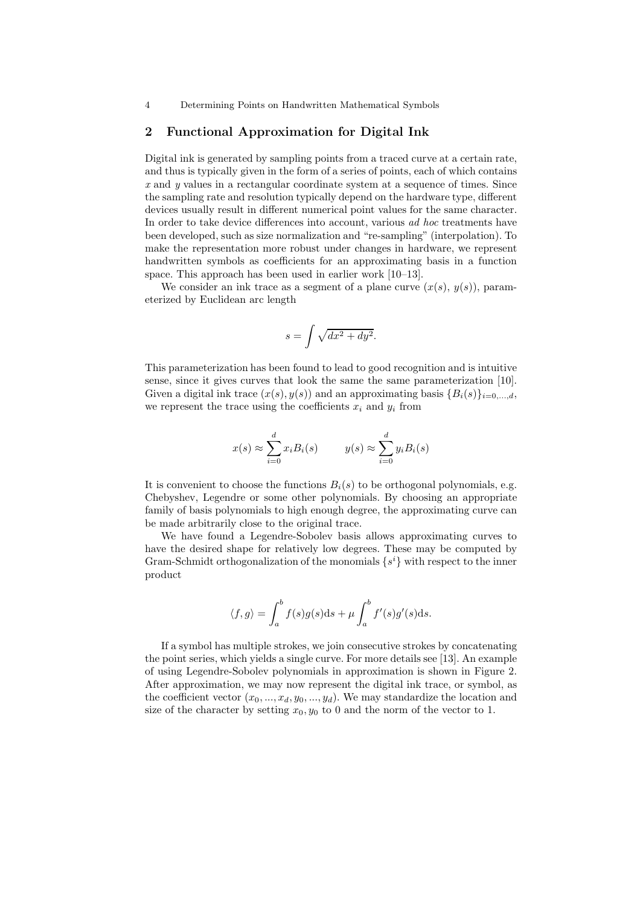## 2 Functional Approximation for Digital Ink

Digital ink is generated by sampling points from a traced curve at a certain rate, and thus is typically given in the form of a series of points, each of which contains $x$ and $y$ values in a rectangular coordinate system at a sequence of times. Since the sampling rate and resolution typically depend on the hardware type, different devices usually result in different numerical point values for the same character. In order to take device differences into account, various *ad hoc* treatments have been developed, such as size normalization and "re-sampling" (interpolation). To make the representation more robust under changes in hardware, we represent handwritten symbols as coefficients for an approximating basis in a function space. This approach has been used in earlier work [10–13].

We consider an ink trace as a segment of a plane curve $(x(s), y(s))$, parameterized by Euclidean arc length

$$s = \int \sqrt{dx^2 + dy^2}.$$

This parameterization has been found to lead to good recognition and is intuitive sense, since it gives curves that look the same the same parameterization [10]. Given a digital ink trace $(x(s), y(s))$ and an approximating basis $\{B_i(s)\}_{i=0,...,d}$, we represent the trace using the coefficients $x_i$ and $y_i$ from

$$x(s) \approx \sum_{i=0}^{d} x_i B_i(s) \qquad y(s) \approx \sum_{i=0}^{d} y_i B_i(s)$$

It is convenient to choose the functions $B_i(s)$ to be orthogonal polynomials, e.g. Chebyshev, Legendre or some other polynomials. By choosing an appropriate family of basis polynomials to high enough degree, the approximating curve can be made arbitrarily close to the original trace.

We have found a Legendre-Sobolev basis allows approximating curves to have the desired shape for relatively low degrees. These may be computed by Gram-Schmidt orthogonalization of the monomials $\{s^i\}$ with respect to the inner product

$$\langle f, g \rangle = \int_a^b f(s)g(s)\mathrm{d}s + \mu \int_a^b f'(s)g'(s)\mathrm{d}s.$$

If a symbol has multiple strokes, we join consecutive strokes by concatenating the point series, which yields a single curve. For more details see [13]. An example of using Legendre-Sobolev polynomials in approximation is shown in Figure 2. After approximation, we may now represent the digital ink trace, or symbol, as the coefficient vector $(x_0, ..., x_d, y_0, ..., y_d)$. We may standardize the location and size of the character by setting $x_0, y_0$ to 0 and the norm of the vector to 1.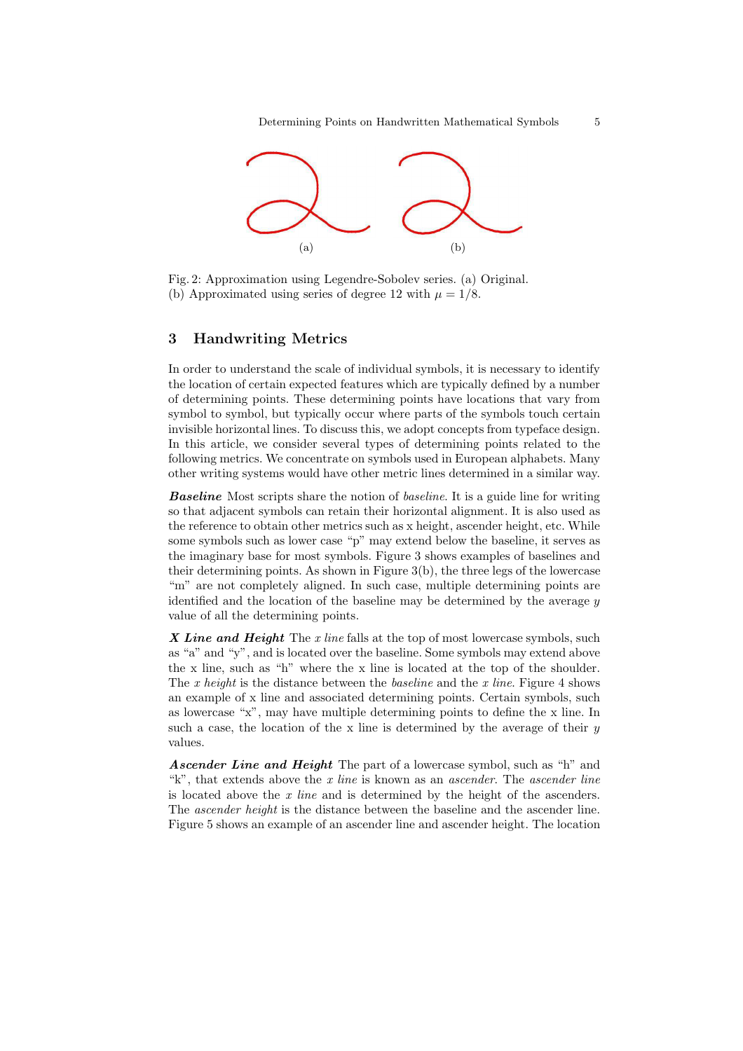(a) (b)

Fig. 2: Approximation using Legendre-Sobolev series. (a) Original. (b) Approximated using series of degree 12 with $\mu = 1/8$.

## 3 Handwriting Metrics

In order to understand the scale of individual symbols, it is necessary to identify the location of certain expected features which are typically defined by a number of determining points. These determining points have locations that vary from symbol to symbol, but typically occur where parts of the symbols touch certain invisible horizontal lines. To discuss this, we adopt concepts from typeface design. In this article, we consider several types of determining points related to the following metrics. We concentrate on symbols used in European alphabets. Many other writing systems would have other metric lines determined in a similar way.

***Baseline*** Most scripts share the notion of *baseline*. It is a guide line for writing so that adjacent symbols can retain their horizontal alignment. It is also used as the reference to obtain other metrics such as x height, ascender height, etc. While some symbols such as lower case "p" may extend below the baseline, it serves as the imaginary base for most symbols. Figure 3 shows examples of baselines and their determining points. As shown in Figure 3(b), the three legs of the lowercase "m" are not completely aligned. In such case, multiple determining points are identified and the location of the baseline may be determined by the average $y$ value of all the determining points.

***X Line and Height*** The *x line* falls at the top of most lowercase symbols, such as "a" and "y", and is located over the baseline. Some symbols may extend above the x line, such as "h" where the x line is located at the top of the shoulder. The *x height* is the distance between the *baseline* and the *x line*. Figure 4 shows an example of x line and associated determining points. Certain symbols, such as lowercase "x", may have multiple determining points to define the x line. In such a case, the location of the x line is determined by the average of their $y$ values.

***Ascender Line and Height*** The part of a lowercase symbol, such as "h" and "k", that extends above the *x line* is known as an *ascender*. The *ascender line* is located above the *x line* and is determined by the height of the ascenders. The *ascender height* is the distance between the baseline and the ascender line. Figure 5 shows an example of an ascender line and ascender height. The location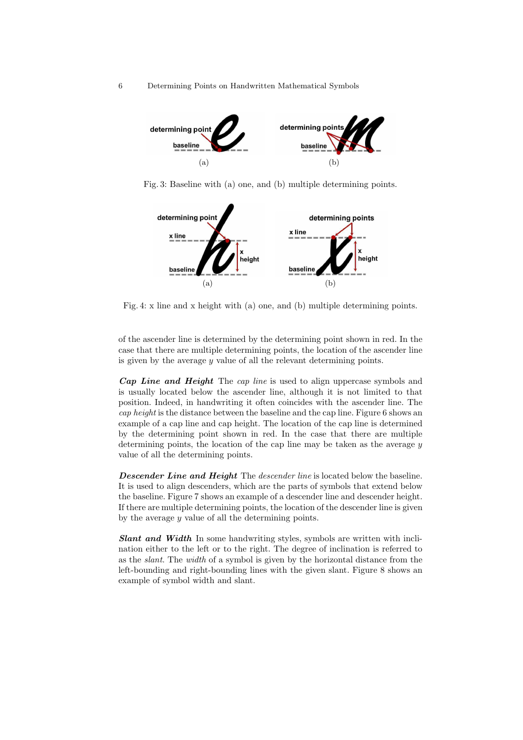determining point

baseline

(a)

determining points

baseline

(b)

Fig. 3: Baseline with (a) one, and (b) multiple determining points.

determining point

x line

x height

baseline

(a)

determining points

x line

x height

baseline

(b)

Fig. 4: x line and x height with (a) one, and (b) multiple determining points.

of the ascender line is determined by the determining point shown in red. In the case that there are multiple determining points, the location of the ascender line is given by the average $y$ value of all the relevant determining points.

***Cap Line and Height*** The *cap line* is used to align uppercase symbols and is usually located below the ascender line, although it is not limited to that position. Indeed, in handwriting it often coincides with the ascender line. The *cap height* is the distance between the baseline and the cap line. Figure 6 shows an example of a cap line and cap height. The location of the cap line is determined by the determining point shown in red. In the case that there are multiple determining points, the location of the cap line may be taken as the average $y$ value of all the determining points.

***Descender Line and Height*** The *descender line* is located below the baseline. It is used to align descenders, which are the parts of symbols that extend below the baseline. Figure 7 shows an example of a descender line and descender height. If there are multiple determining points, the location of the descender line is given by the average $y$ value of all the determining points.

***Slant and Width*** In some handwriting styles, symbols are written with inclination either to the left or to the right. The degree of inclination is referred to as the *slant*. The *width* of a symbol is given by the horizontal distance from the left-bounding and right-bounding lines with the given slant. Figure 8 shows an example of symbol width and slant.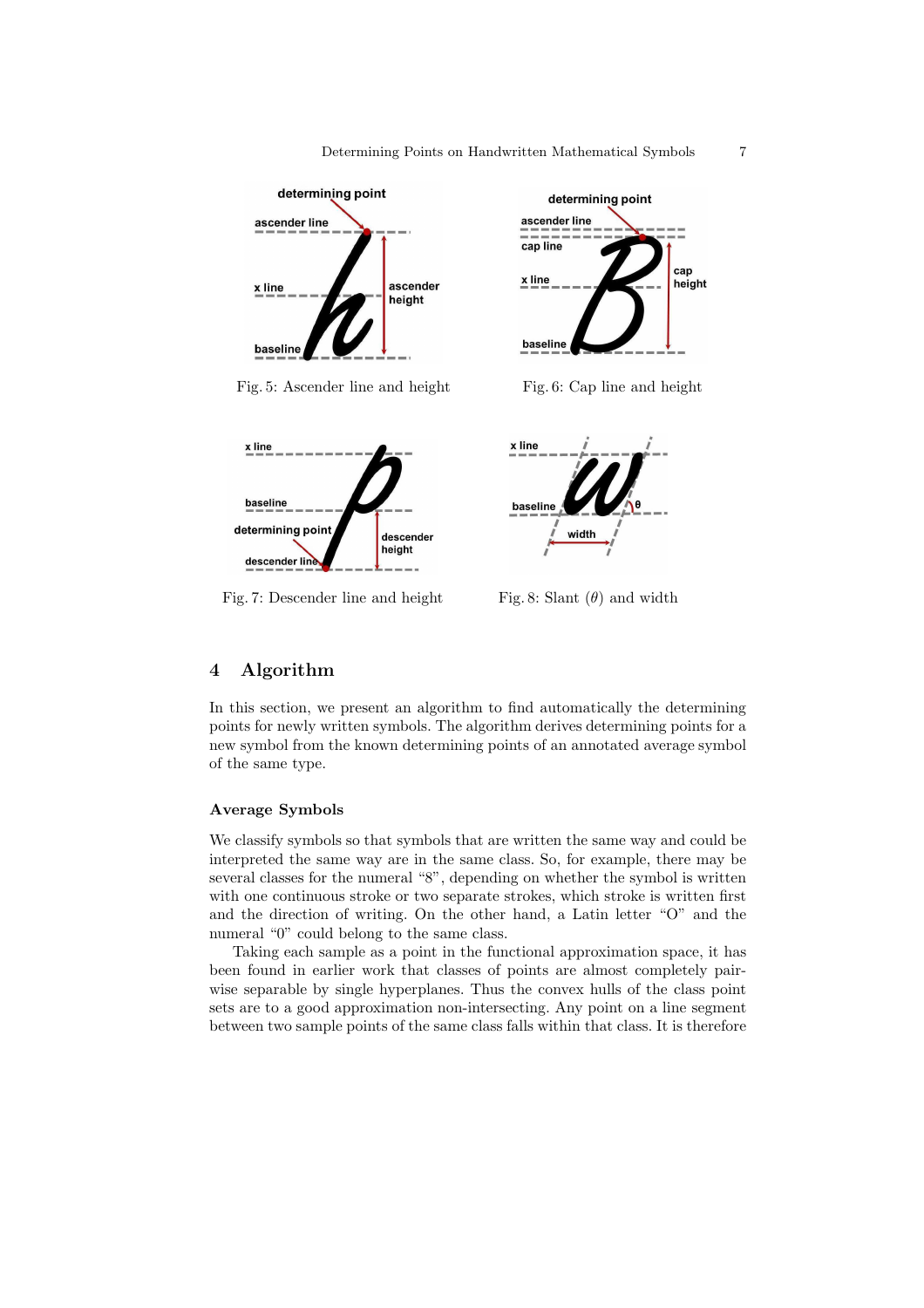Fig. 5: Ascender line and height

Fig. 6: Cap line and height

Fig. 7: Descender line and height

Fig. 8: Slant ($\theta$) and width

## 4 Algorithm

In this section, we present an algorithm to find automatically the determining points for newly written symbols. The algorithm derives determining points for a new symbol from the known determining points of an annotated average symbol of the same type.

### Average Symbols

We classify symbols so that symbols that are written the same way and could be interpreted the same way are in the same class. So, for example, there may be several classes for the numeral "8", depending on whether the symbol is written with one continuous stroke or two separate strokes, which stroke is written first and the direction of writing. On the other hand, a Latin letter "O" and the numeral "0" could belong to the same class.

Taking each sample as a point in the functional approximation space, it has been found in earlier work that classes of points are almost completely pair-wise separable by single hyperplanes. Thus the convex hulls of the class point sets are to a good approximation non-intersecting. Any point on a line segment between two sample points of the same class falls within that class. It is therefore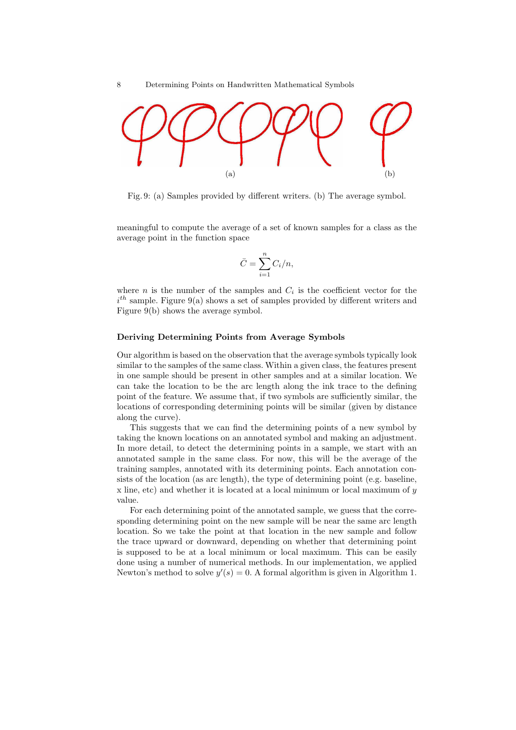(a) (b)

Fig. 9: (a) Samples provided by different writers. (b) The average symbol.

meaningful to compute the average of a set of known samples for a class as the average point in the function space

$$\bar{C} = \sum_{i=1}^{n} C_i/n,$$

where $n$ is the number of the samples and $C_i$ is the coefficient vector for the $i^{th}$ sample. Figure 9(a) shows a set of samples provided by different writers and Figure 9(b) shows the average symbol.

**Deriving Determining Points from Average Symbols**

Our algorithm is based on the observation that the average symbols typically look similar to the samples of the same class. Within a given class, the features present in one sample should be present in other samples and at a similar location. We can take the location to be the arc length along the ink trace to the defining point of the feature. We assume that, if two symbols are sufficiently similar, the locations of corresponding determining points will be similar (given by distance along the curve).

This suggests that we can find the determining points of a new symbol by taking the known locations on an annotated symbol and making an adjustment. In more detail, to detect the determining points in a sample, we start with an annotated sample in the same class. For now, this will be the average of the training samples, annotated with its determining points. Each annotation consists of the location (as arc length), the type of determining point (e.g. baseline, x line, etc) and whether it is located at a local minimum or local maximum of $y$ value.

For each determining point of the annotated sample, we guess that the corresponding determining point on the new sample will be near the same arc length location. So we take the point at that location in the new sample and follow the trace upward or downward, depending on whether that determining point is supposed to be at a local minimum or local maximum. This can be easily done using a number of numerical methods. In our implementation, we applied Newton's method to solve $y'(s) = 0$. A formal algorithm is given in Algorithm 1.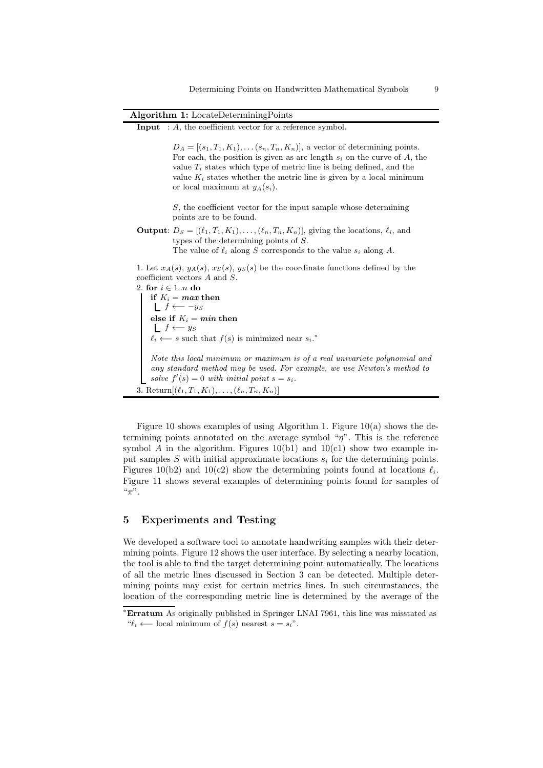**Algorithm 1:** LocateDeterminingPoints

**Input** : $A$, the coefficient vector for a reference symbol.

$D_A = [(s_1, T_1, K_1), \ldots (s_n, T_n, K_n)]$, a vector of determining points. For each, the position is given as arc length $s_i$ on the curve of $A$, the value $T_i$ states which type of metric line is being defined, and the value $K_i$ states whether the metric line is given by a local minimum or local maximum at $y_A(s_i)$.

$S$, the coefficient vector for the input sample whose determining points are to be found.

**Output**: $D_S = [(\ell_1, T_1, K_1), \ldots, (\ell_n, T_n, K_n)]$, giving the locations, $\ell_i$, and types of the determining points of $S$.
The value of $\ell_i$ along $S$ corresponds to the value $s_i$ along $A$.

1. Let $x_A(s)$, $y_A(s)$, $x_S(s)$, $y_S(s)$ be the coordinate functions defined by the coefficient vectors $A$ and $S$.
2. **for** $i \in 1..n$ **do**
   - **if** $K_i =$ ***max*** **then**
     - $f \longleftarrow -y_S$
   - **else if** $K_i =$ ***min*** **then**
     - $f \longleftarrow y_S$
   - $\ell_i \longleftarrow s$ such that $f(s)$ is minimized near $s_i$.*

   *Note this local minimum or maximum is of a real univariate polynomial and any standard method may be used. For example, we use Newton's method to solve $f'(s) = 0$ with initial point $s = s_i$.*
3. Return$[(\ell_1, T_1, K_1), \ldots, (\ell_n, T_n, K_n)]$

Figure 10 shows examples of using Algorithm 1. Figure 10(a) shows the determining points annotated on the average symbol "$\eta$". This is the reference symbol $A$ in the algorithm. Figures 10(b1) and 10(c1) show two example input samples $S$ with initial approximate locations $s_i$ for the determining points. Figures 10(b2) and 10(c2) show the determining points found at locations $\ell_i$. Figure 11 shows several examples of determining points found for samples of "$\pi$".

## 5 Experiments and Testing

We developed a software tool to annotate handwriting samples with their determining points. Figure 12 shows the user interface. By selecting a nearby location, the tool is able to find the target determining point automatically. The locations of all the metric lines discussed in Section 3 can be detected. Multiple determining points may exist for certain metrics lines. In such circumstances, the location of the corresponding metric line is determined by the average of the

---

* **Erratum** As originally published in Springer LNAI 7961, this line was misstated as "$\ell_i \longleftarrow$ local minimum of $f(s)$ nearest $s = s_i$".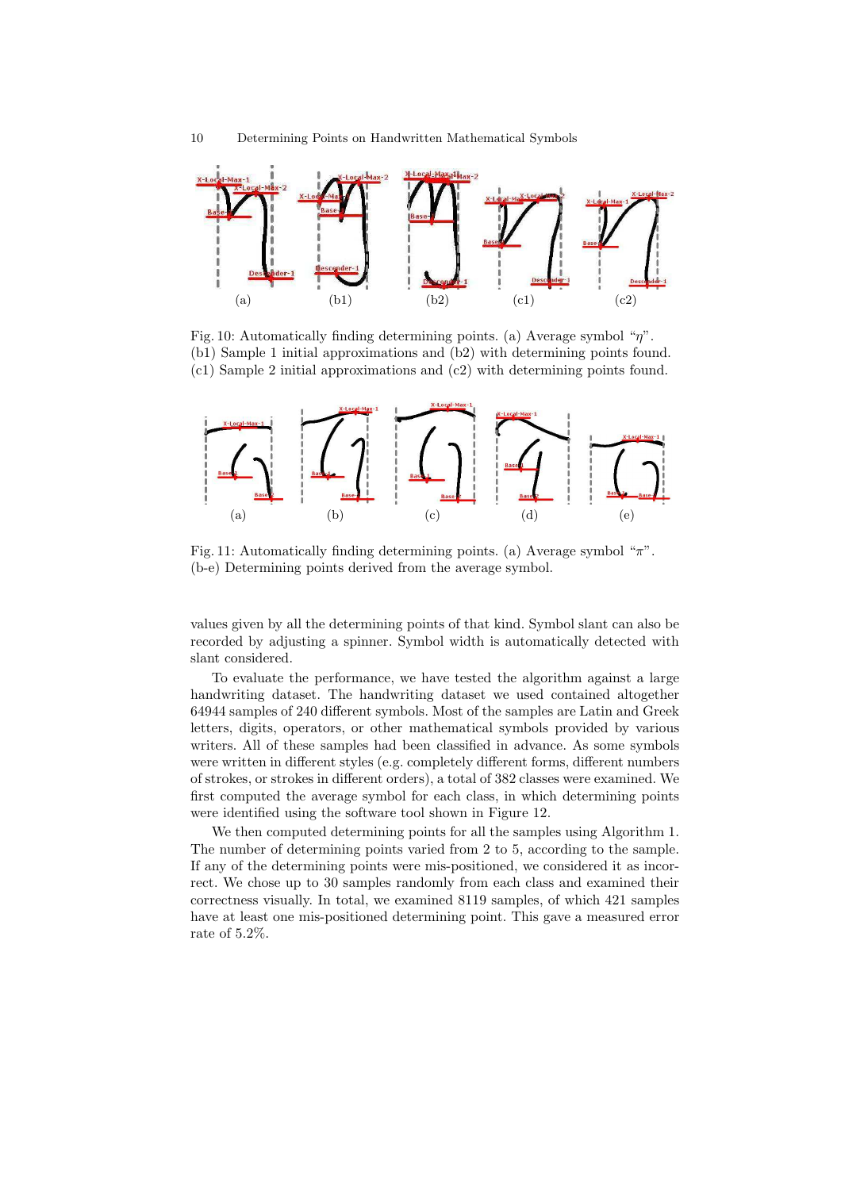Fig. 10: Automatically finding determining points. (a) Average symbol "$\eta$". (b1) Sample 1 initial approximations and (b2) with determining points found. (c1) Sample 2 initial approximations and (c2) with determining points found.

Fig. 11: Automatically finding determining points. (a) Average symbol "$\pi$". (b-e) Determining points derived from the average symbol.

values given by all the determining points of that kind. Symbol slant can also be recorded by adjusting a spinner. Symbol width is automatically detected with slant considered.

To evaluate the performance, we have tested the algorithm against a large handwriting dataset. The handwriting dataset we used contained altogether 64944 samples of 240 different symbols. Most of the samples are Latin and Greek letters, digits, operators, or other mathematical symbols provided by various writers. All of these samples had been classified in advance. As some symbols were written in different styles (e.g. completely different forms, different numbers of strokes, or strokes in different orders), a total of 382 classes were examined. We first computed the average symbol for each class, in which determining points were identified using the software tool shown in Figure 12.

We then computed determining points for all the samples using Algorithm 1. The number of determining points varied from 2 to 5, according to the sample. If any of the determining points were mis-positioned, we considered it as incorrect. We chose up to 30 samples randomly from each class and examined their correctness visually. In total, we examined 8119 samples, of which 421 samples have at least one mis-positioned determining point. This gave a measured error rate of 5.2%.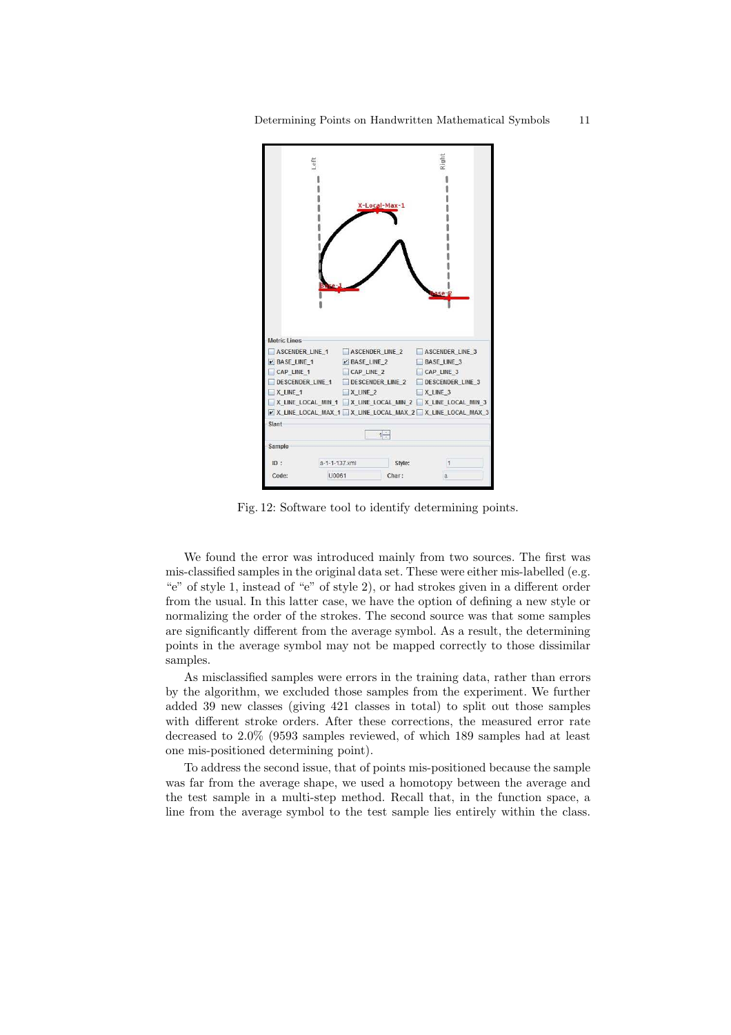Fig. 12: Software tool to identify determining points.

We found the error was introduced mainly from two sources. The first was mis-classified samples in the original data set. These were either mis-labelled (e.g. "e" of style 1, instead of "e" of style 2), or had strokes given in a different order from the usual. In this latter case, we have the option of defining a new style or normalizing the order of the strokes. The second source was that some samples are significantly different from the average symbol. As a result, the determining points in the average symbol may not be mapped correctly to those dissimilar samples.

As misclassified samples were errors in the training data, rather than errors by the algorithm, we excluded those samples from the experiment. We further added 39 new classes (giving 421 classes in total) to split out those samples with different stroke orders. After these corrections, the measured error rate decreased to 2.0% (9593 samples reviewed, of which 189 samples had at least one mis-positioned determining point).

To address the second issue, that of points mis-positioned because the sample was far from the average shape, we used a homotopy between the average and the test sample in a multi-step method. Recall that, in the function space, a line from the average symbol to the test sample lies entirely within the class.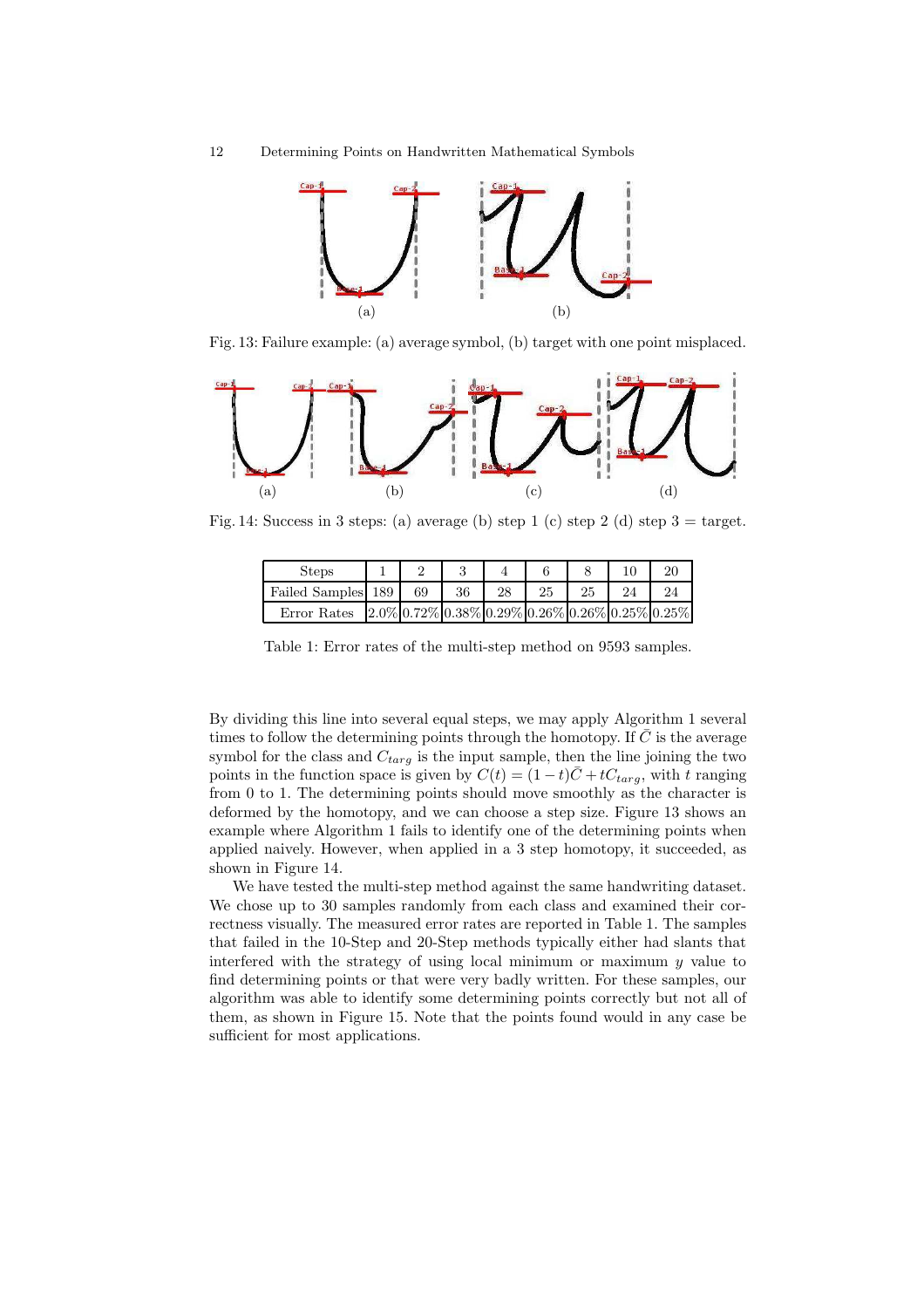Fig. 13: Failure example: (a) average symbol, (b) target with one point misplaced.

Fig. 14: Success in 3 steps: (a) average (b) step 1 (c) step 2 (d) step 3 = target.

| Steps | 1 | 2 | 3 | 4 | 6 | 8 | 10 | 20 |
|---|---|---|---|---|---|---|---|---|
| Failed Samples | 189 | 69 | 36 | 28 | 25 | 25 | 24 | 24 |
| Error Rates | 2.0% | 0.72% | 0.38% | 0.29% | 0.26% | 0.26% | 0.25% | 0.25% |

Table 1: Error rates of the multi-step method on 9593 samples.

By dividing this line into several equal steps, we may apply Algorithm 1 several times to follow the determining points through the homotopy. If $\bar{C}$ is the average symbol for the class and $C_{targ}$ is the input sample, then the line joining the two points in the function space is given by $C(t) = (1-t)\bar{C} + tC_{targ}$, with $t$ ranging from 0 to 1. The determining points should move smoothly as the character is deformed by the homotopy, and we can choose a step size. Figure 13 shows an example where Algorithm 1 fails to identify one of the determining points when applied naively. However, when applied in a 3 step homotopy, it succeeded, as shown in Figure 14.

We have tested the multi-step method against the same handwriting dataset. We chose up to 30 samples randomly from each class and examined their correctness visually. The measured error rates are reported in Table 1. The samples that failed in the 10-Step and 20-Step methods typically either had slants that interfered with the strategy of using local minimum or maximum $y$ value to find determining points or that were very badly written. For these samples, our algorithm was able to identify some determining points correctly but not all of them, as shown in Figure 15. Note that the points found would in any case be sufficient for most applications.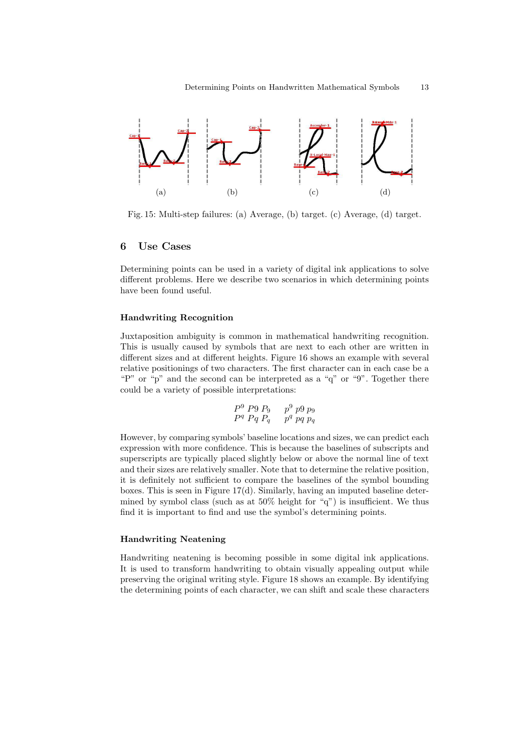Fig. 15: Multi-step failures: (a) Average, (b) target. (c) Average, (d) target.

## 6 Use Cases

Determining points can be used in a variety of digital ink applications to solve different problems. Here we describe two scenarios in which determining points have been found useful.

### Handwriting Recognition

Juxtaposition ambiguity is common in mathematical handwriting recognition. This is usually caused by symbols that are next to each other are written in different sizes and at different heights. Figure 16 shows an example with several relative positionings of two characters. The first character can in each case be a "P" or "p" and the second can be interpreted as a "q" or "9". Together there could be a variety of possible interpretations:

$$
\begin{array}{ll}
P^9 \ P9 \ P_9 & p^9 \ p9 \ p_9 \\
P^q \ Pq \ P_q & p^q \ pq \ p_q
\end{array}
$$

However, by comparing symbols' baseline locations and sizes, we can predict each expression with more confidence. This is because the baselines of subscripts and superscripts are typically placed slightly below or above the normal line of text and their sizes are relatively smaller. Note that to determine the relative position, it is definitely not sufficient to compare the baselines of the symbol bounding boxes. This is seen in Figure 17(d). Similarly, having an imputed baseline determined by symbol class (such as at 50% height for "q") is insufficient. We thus find it is important to find and use the symbol's determining points.

### Handwriting Neatening

Handwriting neatening is becoming possible in some digital ink applications. It is used to transform handwriting to obtain visually appealing output while preserving the original writing style. Figure 18 shows an example. By identifying the determining points of each character, we can shift and scale these characters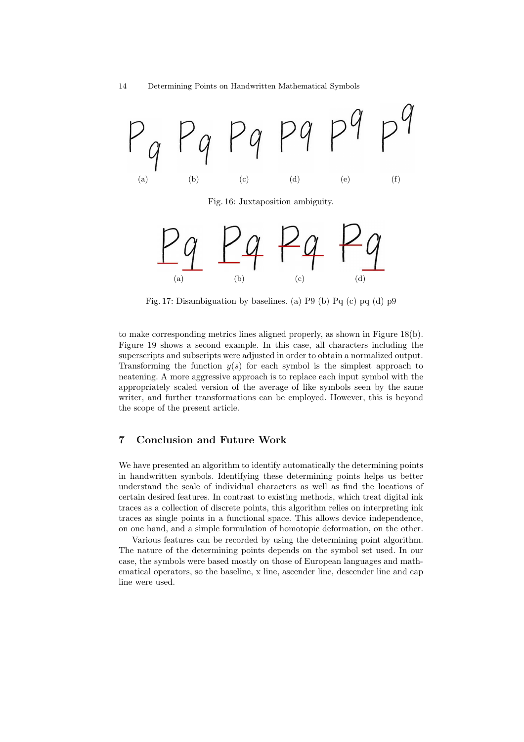(a) (b) (c) (d) (e) (f)

Fig. 16: Juxtaposition ambiguity.

(a) (b) (c) (d)

Fig. 17: Disambiguation by baselines. (a) P9 (b) Pq (c) pq (d) p9

to make corresponding metrics lines aligned properly, as shown in Figure 18(b). Figure 19 shows a second example. In this case, all characters including the superscripts and subscripts were adjusted in order to obtain a normalized output. Transforming the function $y(s)$ for each symbol is the simplest approach to neatening. A more aggressive approach is to replace each input symbol with the appropriately scaled version of the average of like symbols seen by the same writer, and further transformations can be employed. However, this is beyond the scope of the present article.

## 7 Conclusion and Future Work

We have presented an algorithm to identify automatically the determining points in handwritten symbols. Identifying these determining points helps us better understand the scale of individual characters as well as find the locations of certain desired features. In contrast to existing methods, which treat digital ink traces as a collection of discrete points, this algorithm relies on interpreting ink traces as single points in a functional space. This allows device independence, on one hand, and a simple formulation of homotopic deformation, on the other.

Various features can be recorded by using the determining point algorithm. The nature of the determining points depends on the symbol set used. In our case, the symbols were based mostly on those of European languages and mathematical operators, so the baseline, x line, ascender line, descender line and cap line were used.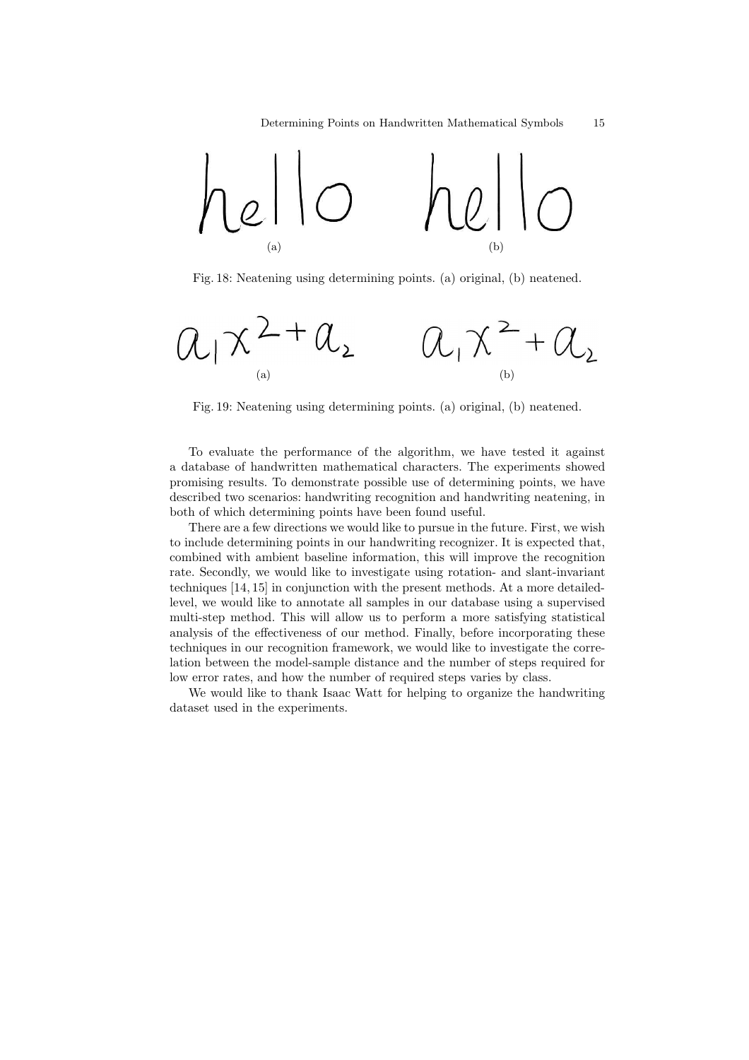(a) (b)

Fig. 18: Neatening using determining points. (a) original, (b) neatened.

(a) (b)

Fig. 19: Neatening using determining points. (a) original, (b) neatened.

To evaluate the performance of the algorithm, we have tested it against a database of handwritten mathematical characters. The experiments showed promising results. To demonstrate possible use of determining points, we have described two scenarios: handwriting recognition and handwriting neatening, in both of which determining points have been found useful.

There are a few directions we would like to pursue in the future. First, we wish to include determining points in our handwriting recognizer. It is expected that, combined with ambient baseline information, this will improve the recognition rate. Secondly, we would like to investigate using rotation- and slant-invariant techniques [14, 15] in conjunction with the present methods. At a more detailed-level, we would like to annotate all samples in our database using a supervised multi-step method. This will allow us to perform a more satisfying statistical analysis of the effectiveness of our method. Finally, before incorporating these techniques in our recognition framework, we would like to investigate the correlation between the model-sample distance and the number of steps required for low error rates, and how the number of required steps varies by class.

We would like to thank Isaac Watt for helping to organize the handwriting dataset used in the experiments.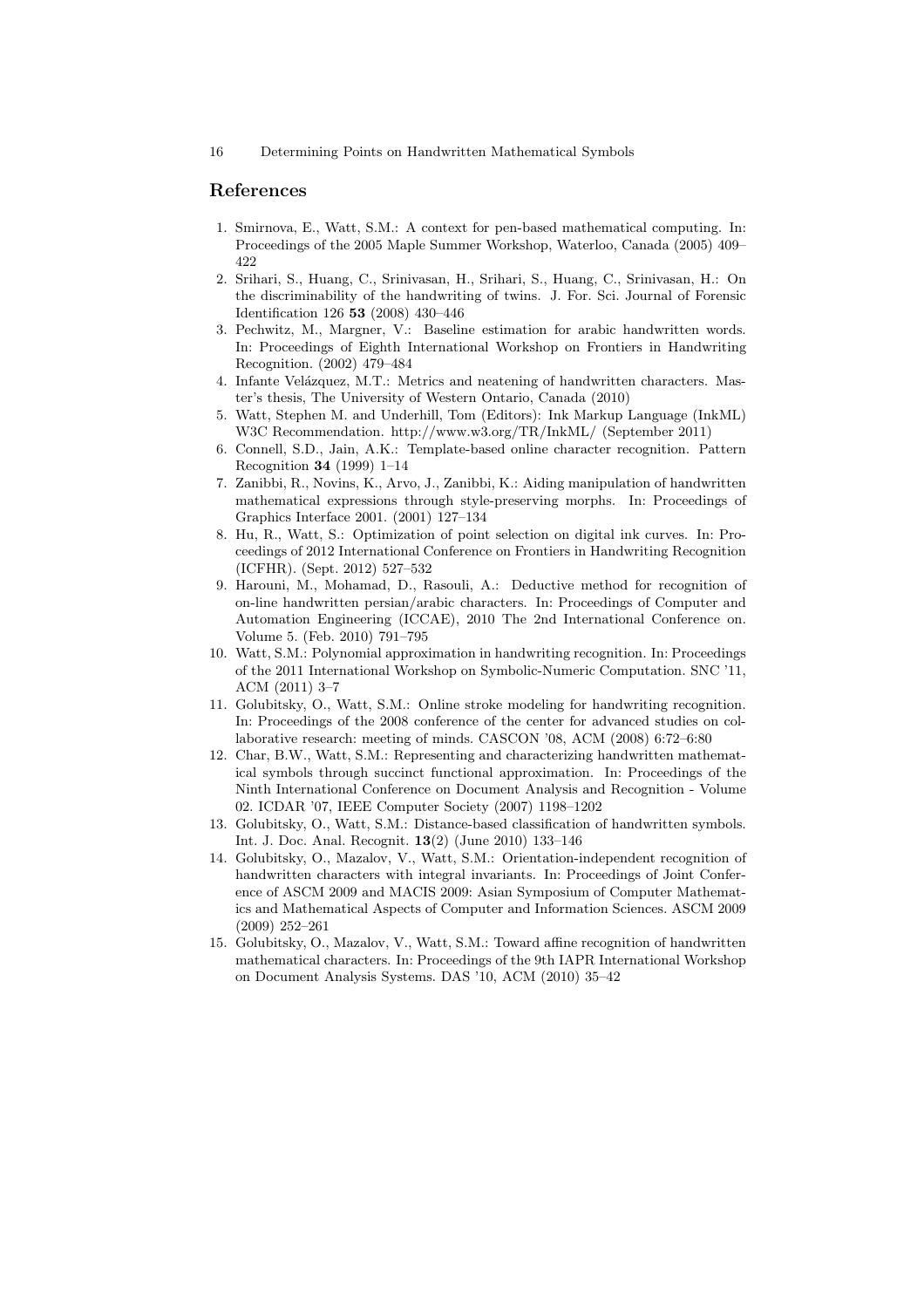## References

1. Smirnova, E., Watt, S.M.: A context for pen-based mathematical computing. In: Proceedings of the 2005 Maple Summer Workshop, Waterloo, Canada (2005) 409–422
2. Srihari, S., Huang, C., Srinivasan, H., Srihari, S., Huang, C., Srinivasan, H.: On the discriminability of the handwriting of twins. J. For. Sci. Journal of Forensic Identification 126 **53** (2008) 430–446
3. Pechwitz, M., Margner, V.: Baseline estimation for arabic handwritten words. In: Proceedings of Eighth International Workshop on Frontiers in Handwriting Recognition. (2002) 479–484
4. Infante Velázquez, M.T.: Metrics and neatening of handwritten characters. Master's thesis, The University of Western Ontario, Canada (2010)
5. Watt, Stephen M. and Underhill, Tom (Editors): Ink Markup Language (InkML) W3C Recommendation. http://www.w3.org/TR/InkML/ (September 2011)
6. Connell, S.D., Jain, A.K.: Template-based online character recognition. Pattern Recognition **34** (1999) 1–14
7. Zanibbi, R., Novins, K., Arvo, J., Zanibbi, K.: Aiding manipulation of handwritten mathematical expressions through style-preserving morphs. In: Proceedings of Graphics Interface 2001. (2001) 127–134
8. Hu, R., Watt, S.: Optimization of point selection on digital ink curves. In: Proceedings of 2012 International Conference on Frontiers in Handwriting Recognition (ICFHR). (Sept. 2012) 527–532
9. Harouni, M., Mohamad, D., Rasouli, A.: Deductive method for recognition of on-line handwritten persian/arabic characters. In: Proceedings of Computer and Automation Engineering (ICCAE), 2010 The 2nd International Conference on. Volume 5. (Feb. 2010) 791–795
10. Watt, S.M.: Polynomial approximation in handwriting recognition. In: Proceedings of the 2011 International Workshop on Symbolic-Numeric Computation. SNC '11, ACM (2011) 3–7
11. Golubitsky, O., Watt, S.M.: Online stroke modeling for handwriting recognition. In: Proceedings of the 2008 conference of the center for advanced studies on collaborative research: meeting of minds. CASCON '08, ACM (2008) 6:72–6:80
12. Char, B.W., Watt, S.M.: Representing and characterizing handwritten mathematical symbols through succinct functional approximation. In: Proceedings of the Ninth International Conference on Document Analysis and Recognition - Volume 02. ICDAR '07, IEEE Computer Society (2007) 1198–1202
13. Golubitsky, O., Watt, S.M.: Distance-based classification of handwritten symbols. Int. J. Doc. Anal. Recognit. **13**(2) (June 2010) 133–146
14. Golubitsky, O., Mazalov, V., Watt, S.M.: Orientation-independent recognition of handwritten characters with integral invariants. In: Proceedings of Joint Conference of ASCM 2009 and MACIS 2009: Asian Symposium of Computer Mathematics and Mathematical Aspects of Computer and Information Sciences. ASCM 2009 (2009) 252–261
15. Golubitsky, O., Mazalov, V., Watt, S.M.: Toward affine recognition of handwritten mathematical characters. In: Proceedings of the 9th IAPR International Workshop on Document Analysis Systems. DAS '10, ACM (2010) 35–42